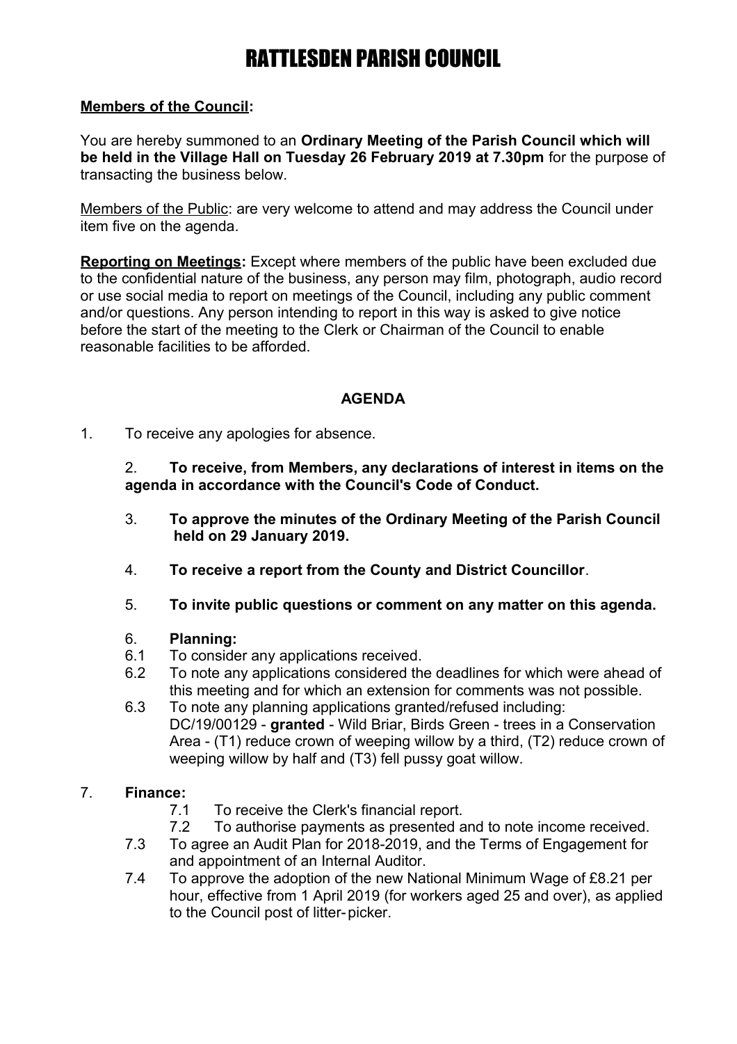# RATTLESDEN PARISH COUNCIL

**Members of the Council:**

You are hereby summoned to an **Ordinary Meeting of the Parish Council which will be held in the Village Hall on Tuesday 26 February 2019 at 7.30pm** for the purpose of transacting the business below.

Members of the Public: are very welcome to attend and may address the Council under item five on the agenda.

**Reporting on Meetings:** Except where members of the public have been excluded due to the confidential nature of the business, any person may film, photograph, audio record or use social media to report on meetings of the Council, including any public comment and/or questions. Any person intending to report in this way is asked to give notice before the start of the meeting to the Clerk or Chairman of the Council to enable reasonable facilities to be afforded.

**AGENDA**

1. To receive any apologies for absence.

2. **To receive, from Members, any declarations of interest in items on the agenda in accordance with the Council's Code of Conduct.**

3. **To approve the minutes of the Ordinary Meeting of the Parish Council held on 29 January 2019.**

4. **To receive a report from the County and District Councillor**.

5. **To invite public questions or comment on any matter on this agenda.**

6. **Planning:**
   - 6.1 To consider any applications received.
   - 6.2 To note any applications considered the deadlines for which were ahead of this meeting and for which an extension for comments was not possible.
   - 6.3 To note any planning applications granted/refused including: DC/19/00129 - **granted** - Wild Briar, Birds Green - trees in a Conservation Area - (T1) reduce crown of weeping willow by a third, (T2) reduce crown of weeping willow by half and (T3) fell pussy goat willow.

7. **Finance:**
   - 7.1 To receive the Clerk's financial report.
   - 7.2 To authorise payments as presented and to note income received.
   - 7.3 To agree an Audit Plan for 2018-2019, and the Terms of Engagement for and appointment of an Internal Auditor.
   - 7.4 To approve the adoption of the new National Minimum Wage of £8.21 per hour, effective from 1 April 2019 (for workers aged 25 and over), as applied to the Council post of litter-picker.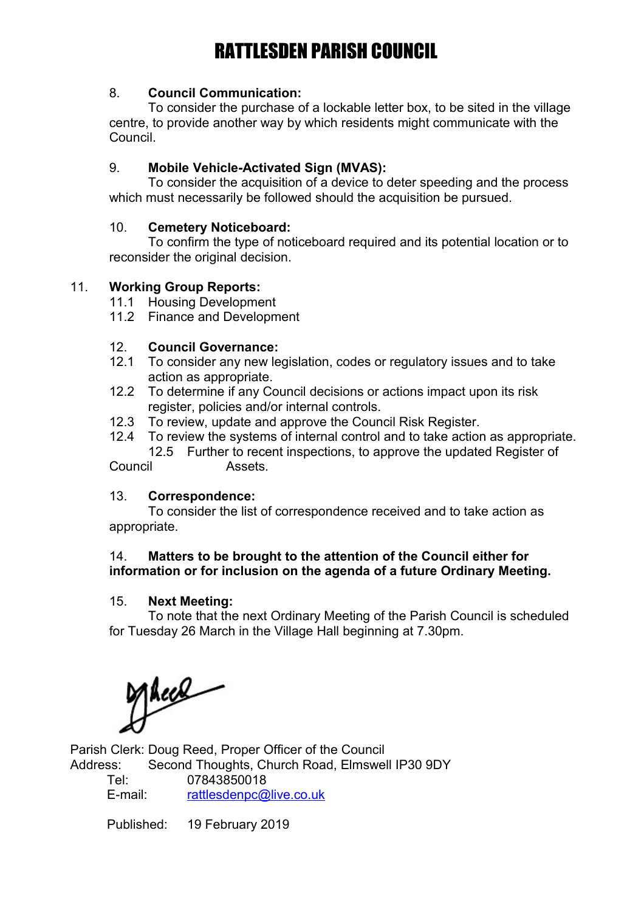# RATTLESDEN PARISH COUNCIL

8. **Council Communication:**
To consider the purchase of a lockable letter box, to be sited in the village centre, to provide another way by which residents might communicate with the Council.

9. **Mobile Vehicle-Activated Sign (MVAS):**
To consider the acquisition of a device to deter speeding and the process which must necessarily be followed should the acquisition be pursued.

10. **Cemetery Noticeboard:**
To confirm the type of noticeboard required and its potential location or to reconsider the original decision.

11. **Working Group Reports:**
11.1 Housing Development
11.2 Finance and Development

12. **Council Governance:**
12.1 To consider any new legislation, codes or regulatory issues and to take action as appropriate.
12.2 To determine if any Council decisions or actions impact upon its risk register, policies and/or internal controls.
12.3 To review, update and approve the Council Risk Register.
12.4 To review the systems of internal control and to take action as appropriate.
12.5 Further to recent inspections, to approve the updated Register of Council Assets.

13. **Correspondence:**
To consider the list of correspondence received and to take action as appropriate.

14. **Matters to be brought to the attention of the Council either for information or for inclusion on the agenda of a future Ordinary Meeting.**

15. **Next Meeting:**
To note that the next Ordinary Meeting of the Parish Council is scheduled for Tuesday 26 March in the Village Hall beginning at 7.30pm.

Parish Clerk: Doug Reed, Proper Officer of the Council
Address: Second Thoughts, Church Road, Elmswell IP30 9DY
Tel: 07843850018
E-mail: rattlesdenpc@live.co.uk

Published: 19 February 2019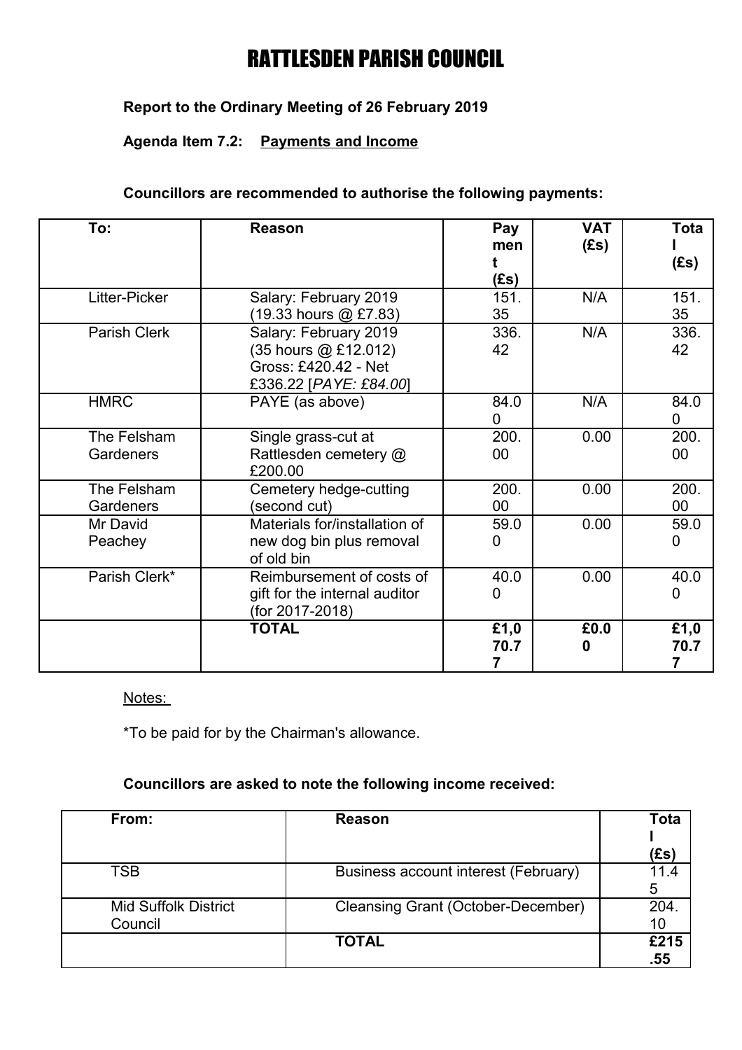# RATTLESDEN PARISH COUNCIL

**Report to the Ordinary Meeting of 26 February 2019**

**Agenda Item 7.2: Payments and Income**

**Councillors are recommended to authorise the following payments:**

| To: | Reason | Payment (£s) | VAT (£s) | Total (£s) |
|---|---|---|---|---|
| Litter-Picker | Salary: February 2019 (19.33 hours @ £7.83) | 151.35 | N/A | 151.35 |
| Parish Clerk | Salary: February 2019 (35 hours @ £12.012) Gross: £420.42 - Net £336.22 [*PAYE: £84.00*] | 336.42 | N/A | 336.42 |
| HMRC | PAYE (as above) | 84.00 | N/A | 84.00 |
| The Felsham Gardeners | Single grass-cut at Rattlesden cemetery @ £200.00 | 200.00 | 0.00 | 200.00 |
| The Felsham Gardeners | Cemetery hedge-cutting (second cut) | 200.00 | 0.00 | 200.00 |
| Mr David Peachey | Materials for/installation of new dog bin plus removal of old bin | 59.00 | 0.00 | 59.00 |
| Parish Clerk* | Reimbursement of costs of gift for the internal auditor (for 2017-2018) | 40.00 | 0.00 | 40.00 |
| | **TOTAL** | **£1,070.77** | **£0.00** | **£1,070.77** |

Notes:

*To be paid for by the Chairman's allowance.

**Councillors are asked to note the following income received:**

| From: | Reason | Total (£s) |
|---|---|---|
| TSB | Business account interest (February) | 11.45 |
| Mid Suffolk District Council | Cleansing Grant (October-December) | 204.10 |
| | **TOTAL** | **£215.55** |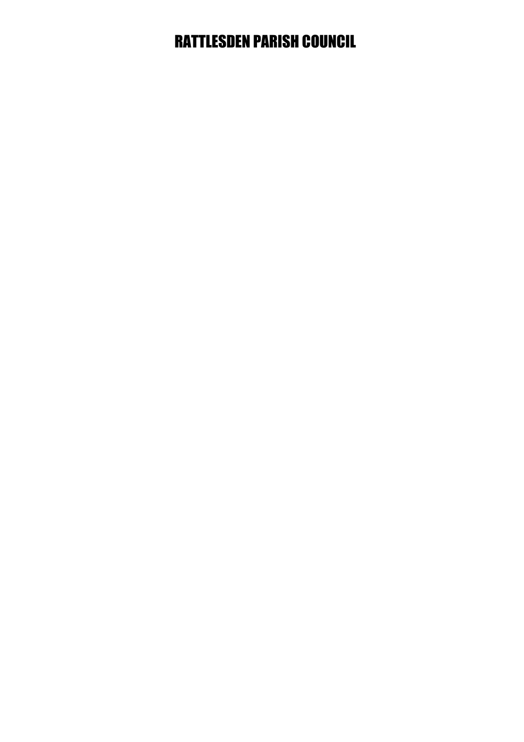# RATTLESDEN PARISH COUNCIL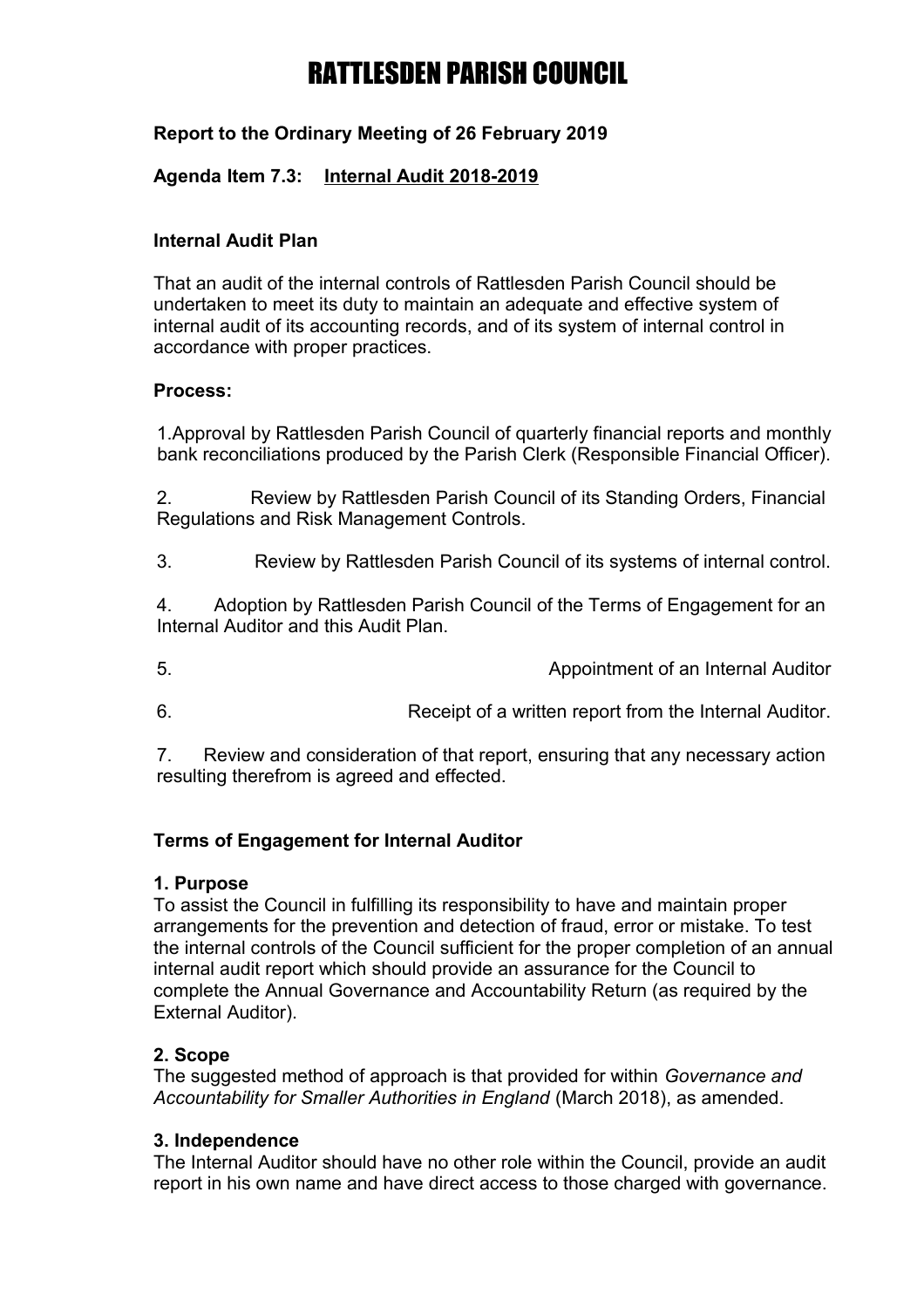# RATTLESDEN PARISH COUNCIL

**Report to the Ordinary Meeting of 26 February 2019**

**Agenda Item 7.3: Internal Audit 2018-2019**

**Internal Audit Plan**

That an audit of the internal controls of Rattlesden Parish Council should be undertaken to meet its duty to maintain an adequate and effective system of internal audit of its accounting records, and of its system of internal control in accordance with proper practices.

**Process:**

1. Approval by Rattlesden Parish Council of quarterly financial reports and monthly bank reconciliations produced by the Parish Clerk (Responsible Financial Officer).
2. Review by Rattlesden Parish Council of its Standing Orders, Financial Regulations and Risk Management Controls.
3. Review by Rattlesden Parish Council of its systems of internal control.
4. Adoption by Rattlesden Parish Council of the Terms of Engagement for an Internal Auditor and this Audit Plan.
5. Appointment of an Internal Auditor
6. Receipt of a written report from the Internal Auditor.
7. Review and consideration of that report, ensuring that any necessary action resulting therefrom is agreed and effected.

**Terms of Engagement for Internal Auditor**

**1. Purpose**
To assist the Council in fulfilling its responsibility to have and maintain proper arrangements for the prevention and detection of fraud, error or mistake. To test the internal controls of the Council sufficient for the proper completion of an annual internal audit report which should provide an assurance for the Council to complete the Annual Governance and Accountability Return (as required by the External Auditor).

**2. Scope**
The suggested method of approach is that provided for within *Governance and Accountability for Smaller Authorities in England* (March 2018), as amended.

**3. Independence**
The Internal Auditor should have no other role within the Council, provide an audit report in his own name and have direct access to those charged with governance.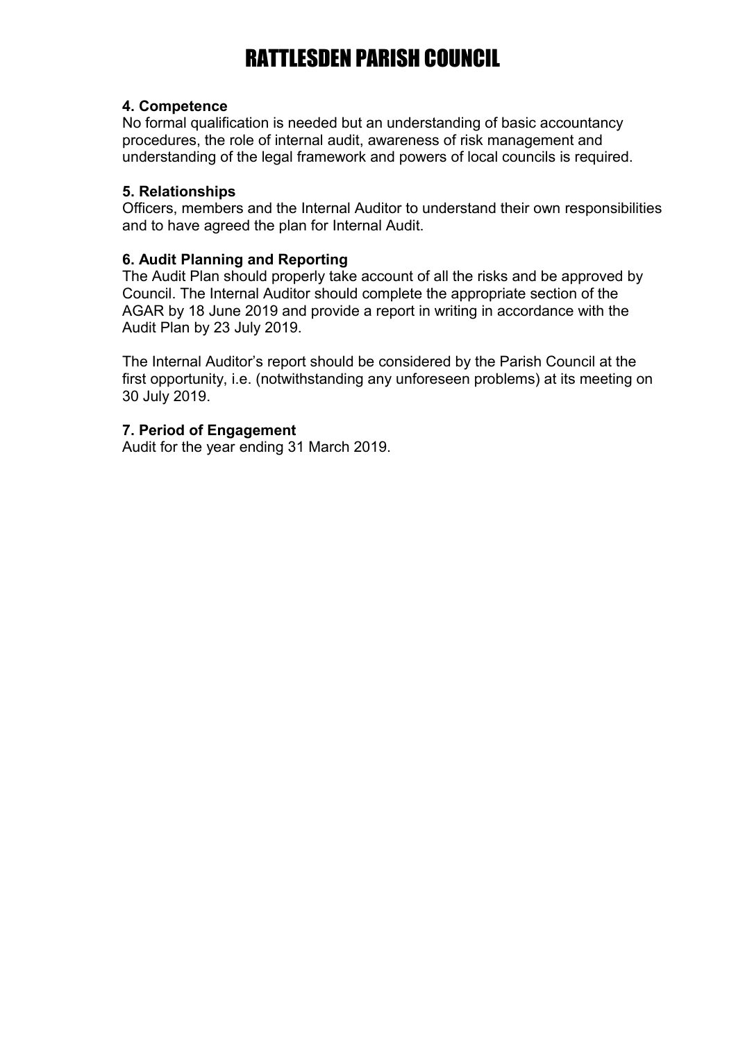### 4. Competence

No formal qualification is needed but an understanding of basic accountancy procedures, the role of internal audit, awareness of risk management and understanding of the legal framework and powers of local councils is required.

### 5. Relationships

Officers, members and the Internal Auditor to understand their own responsibilities and to have agreed the plan for Internal Audit.

### 6. Audit Planning and Reporting

The Audit Plan should properly take account of all the risks and be approved by Council. The Internal Auditor should complete the appropriate section of the AGAR by 18 June 2019 and provide a report in writing in accordance with the Audit Plan by 23 July 2019.

The Internal Auditor's report should be considered by the Parish Council at the first opportunity, i.e. (notwithstanding any unforeseen problems) at its meeting on 30 July 2019.

### 7. Period of Engagement

Audit for the year ending 31 March 2019.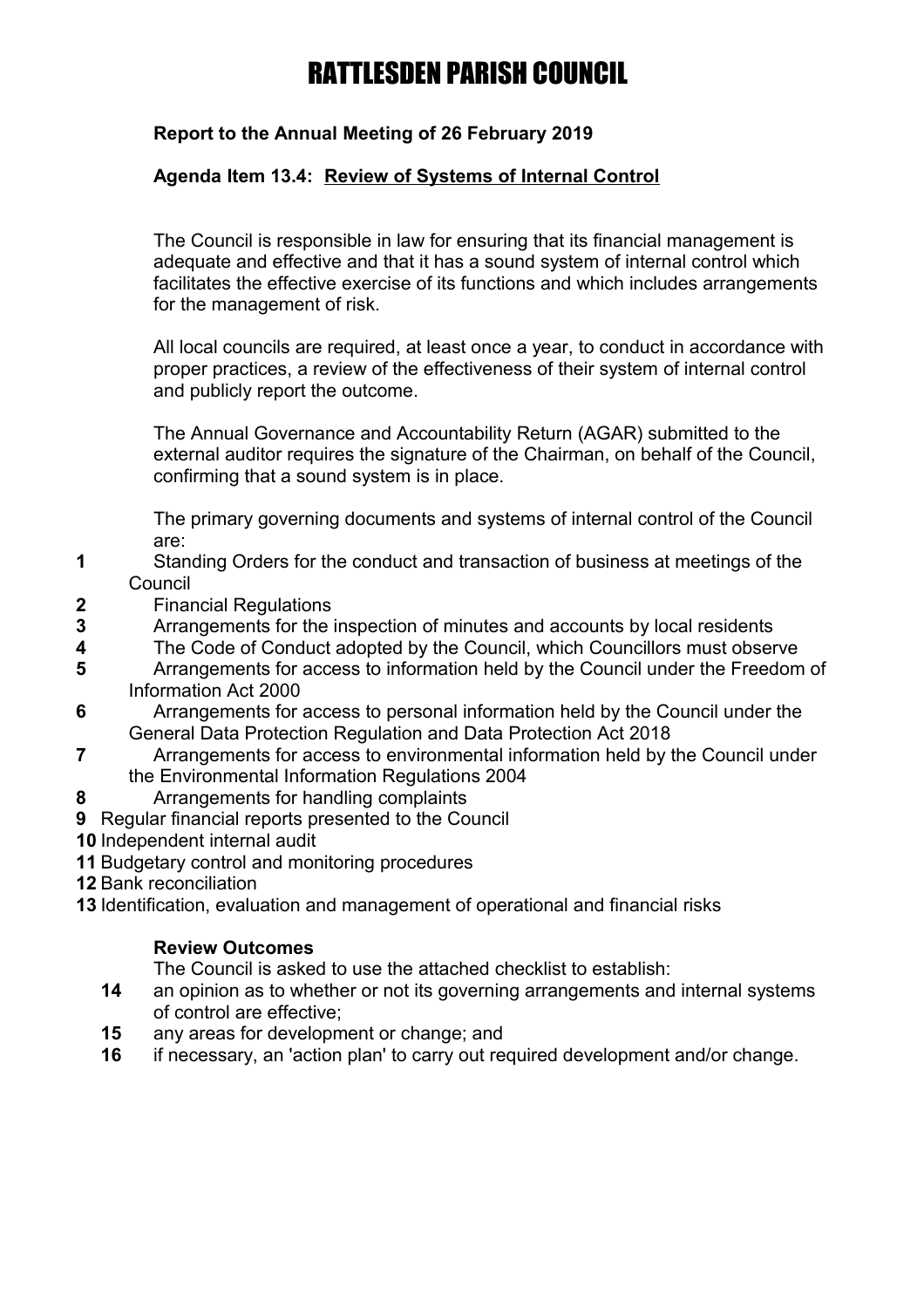# RATTLESDEN PARISH COUNCIL

**Report to the Annual Meeting of 26 February 2019**

**Agenda Item 13.4: Review of Systems of Internal Control**

The Council is responsible in law for ensuring that its financial management is adequate and effective and that it has a sound system of internal control which facilitates the effective exercise of its functions and which includes arrangements for the management of risk.

All local councils are required, at least once a year, to conduct in accordance with proper practices, a review of the effectiveness of their system of internal control and publicly report the outcome.

The Annual Governance and Accountability Return (AGAR) submitted to the external auditor requires the signature of the Chairman, on behalf of the Council, confirming that a sound system is in place.

The primary governing documents and systems of internal control of the Council are:

**1** Standing Orders for the conduct and transaction of business at meetings of the Council
**2** Financial Regulations
**3** Arrangements for the inspection of minutes and accounts by local residents
**4** The Code of Conduct adopted by the Council, which Councillors must observe
**5** Arrangements for access to information held by the Council under the Freedom of Information Act 2000
**6** Arrangements for access to personal information held by the Council under the General Data Protection Regulation and Data Protection Act 2018
**7** Arrangements for access to environmental information held by the Council under the Environmental Information Regulations 2004
**8** Arrangements for handling complaints
**9** Regular financial reports presented to the Council
**10** Independent internal audit
**11** Budgetary control and monitoring procedures
**12** Bank reconciliation
**13** Identification, evaluation and management of operational and financial risks

**Review Outcomes**

The Council is asked to use the attached checklist to establish:

**14** an opinion as to whether or not its governing arrangements and internal systems of control are effective;
**15** any areas for development or change; and
**16** if necessary, an 'action plan' to carry out required development and/or change.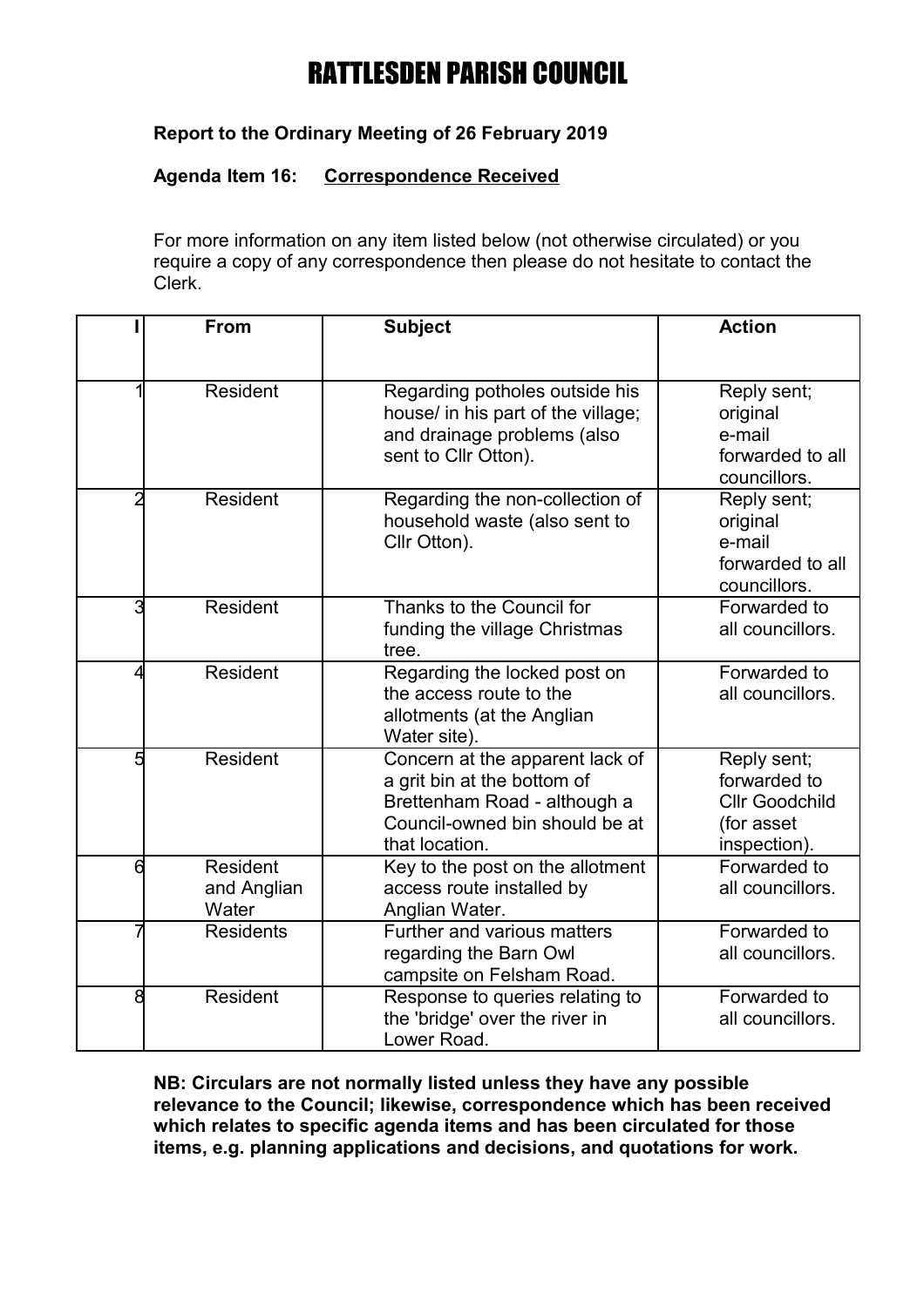# RATTLESDEN PARISH COUNCIL

**Report to the Ordinary Meeting of 26 February 2019**

**Agenda Item 16:** **Correspondence Received**

For more information on any item listed below (not otherwise circulated) or you require a copy of any correspondence then please do not hesitate to contact the Clerk.

| I | From | Subject | Action |
|---|---|---|---|
| 1 | Resident | Regarding potholes outside his house/ in his part of the village; and drainage problems (also sent to Cllr Otton). | Reply sent; original e-mail forwarded to all councillors. |
| 2 | Resident | Regarding the non-collection of household waste (also sent to Cllr Otton). | Reply sent; original e-mail forwarded to all councillors. |
| 3 | Resident | Thanks to the Council for funding the village Christmas tree. | Forwarded to all councillors. |
| 4 | Resident | Regarding the locked post on the access route to the allotments (at the Anglian Water site). | Forwarded to all councillors. |
| 5 | Resident | Concern at the apparent lack of a grit bin at the bottom of Brettenham Road - although a Council-owned bin should be at that location. | Reply sent; forwarded to Cllr Goodchild (for asset inspection). |
| 6 | Resident and Anglian Water | Key to the post on the allotment access route installed by Anglian Water. | Forwarded to all councillors. |
| 7 | Residents | Further and various matters regarding the Barn Owl campsite on Felsham Road. | Forwarded to all councillors. |
| 8 | Resident | Response to queries relating to the 'bridge' over the river in Lower Road. | Forwarded to all councillors. |

**NB: Circulars are not normally listed unless they have any possible relevance to the Council; likewise, correspondence which has been received which relates to specific agenda items and has been circulated for those items, e.g. planning applications and decisions, and quotations for work.**